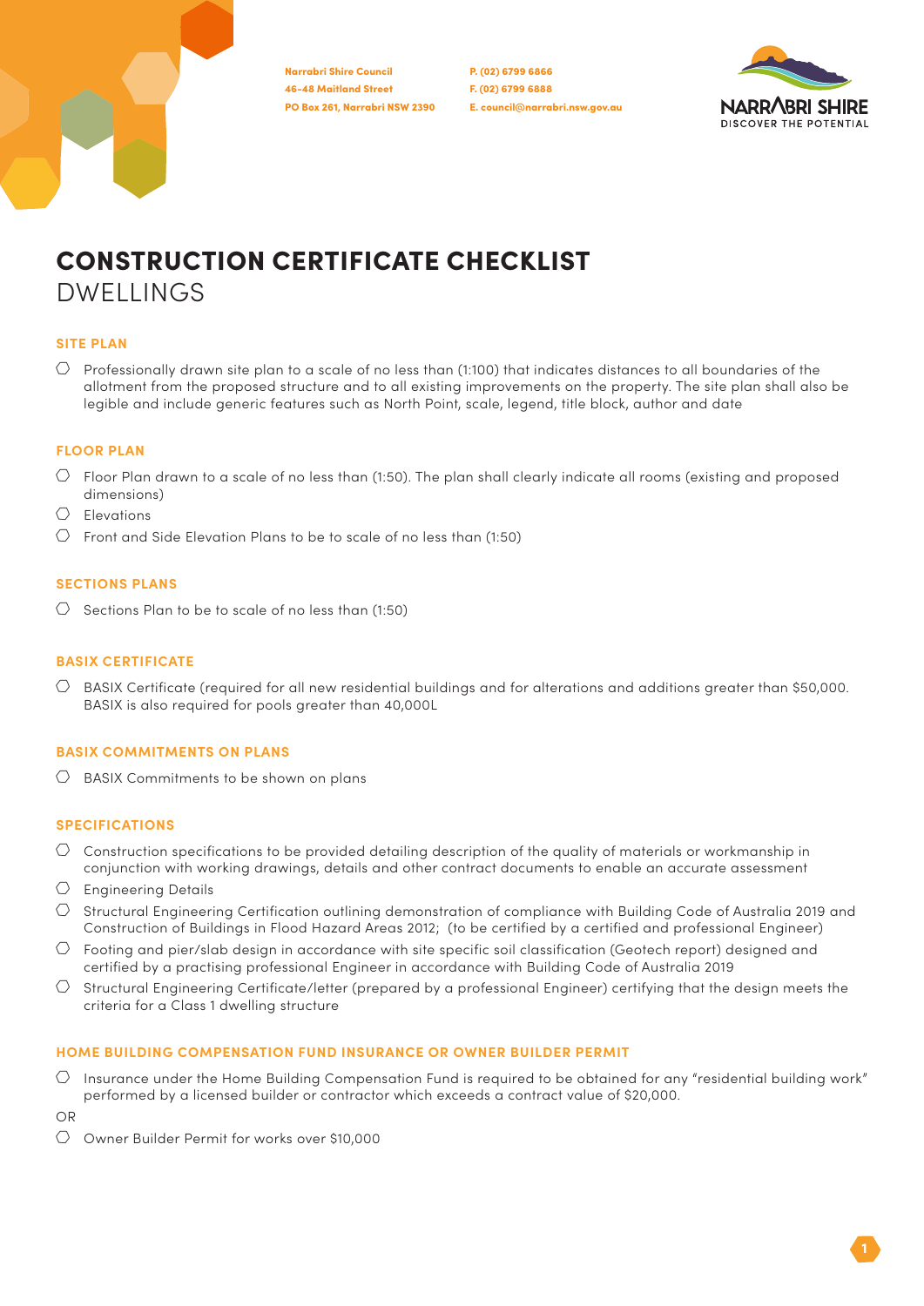Narrabri Shire Council
46-48 Maitland Street
PO Box 261, Narrabri NSW 2390

P. (02) 6799 6866
F. (02) 6799 6888
E. council@narrabri.nsw.gov.au

# CONSTRUCTION CERTIFICATE CHECKLIST
## DWELLINGS

### SITE PLAN

- ○ Professionally drawn site plan to a scale of no less than (1:100) that indicates distances to all boundaries of the allotment from the proposed structure and to all existing improvements on the property. The site plan shall also be legible and include generic features such as North Point, scale, legend, title block, author and date

### FLOOR PLAN

- ○ Floor Plan drawn to a scale of no less than (1:50). The plan shall clearly indicate all rooms (existing and proposed dimensions)
- ○ Elevations
- ○ Front and Side Elevation Plans to be to scale of no less than (1:50)

### SECTIONS PLANS

- ○ Sections Plan to be to scale of no less than (1:50)

### BASIX CERTIFICATE

- ○ BASIX Certificate (required for all new residential buildings and for alterations and additions greater than $50,000. BASIX is also required for pools greater than 40,000L

### BASIX COMMITMENTS ON PLANS

- ○ BASIX Commitments to be shown on plans

### SPECIFICATIONS

- ○ Construction specifications to be provided detailing description of the quality of materials or workmanship in conjunction with working drawings, details and other contract documents to enable an accurate assessment
- ○ Engineering Details
- ○ Structural Engineering Certification outlining demonstration of compliance with Building Code of Australia 2019 and Construction of Buildings in Flood Hazard Areas 2012; (to be certified by a certified and professional Engineer)
- ○ Footing and pier/slab design in accordance with site specific soil classification (Geotech report) designed and certified by a practising professional Engineer in accordance with Building Code of Australia 2019
- ○ Structural Engineering Certificate/letter (prepared by a professional Engineer) certifying that the design meets the criteria for a Class 1 dwelling structure

### HOME BUILDING COMPENSATION FUND INSURANCE OR OWNER BUILDER PERMIT

- ○ Insurance under the Home Building Compensation Fund is required to be obtained for any "residential building work" performed by a licensed builder or contractor which exceeds a contract value of $20,000.

OR

- ○ Owner Builder Permit for works over $10,000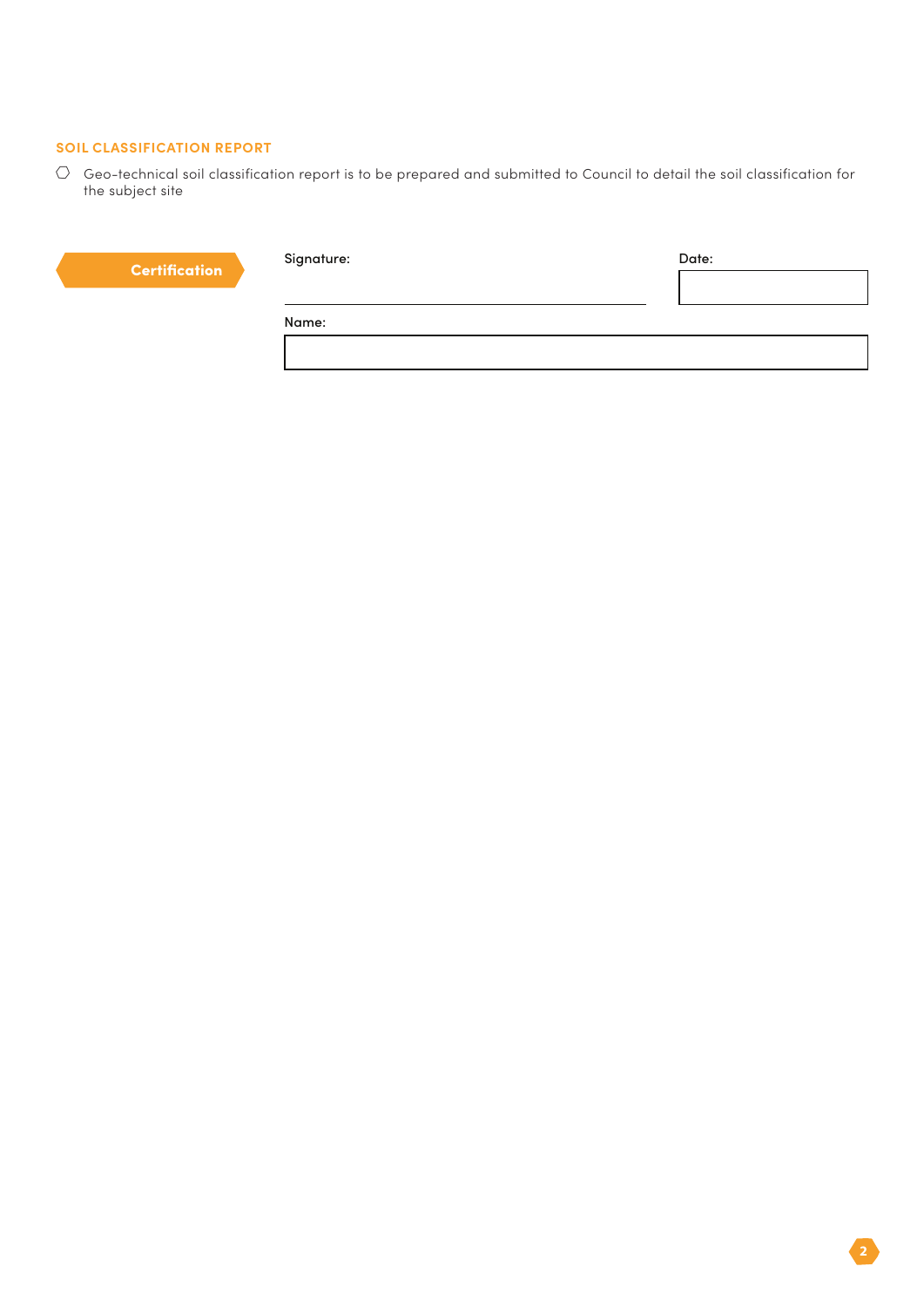### SOIL CLASSIFICATION REPORT

- ⬡ Geo-technical soil classification report is to be prepared and submitted to Council to detail the soil classification for the subject site

**Certification**

Signature:

Date:

Name: